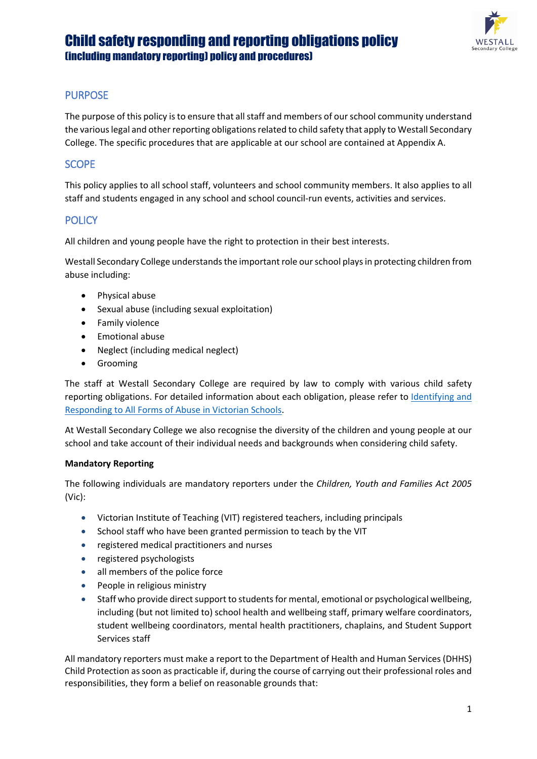# Child safety responding and reporting obligations policy
## (including mandatory reporting) policy and procedures)

## PURPOSE

The purpose of this policy is to ensure that all staff and members of our school community understand the various legal and other reporting obligations related to child safety that apply to Westall Secondary College. The specific procedures that are applicable at our school are contained at Appendix A.

## SCOPE

This policy applies to all school staff, volunteers and school community members. It also applies to all staff and students engaged in any school and school council-run events, activities and services.

## POLICY

All children and young people have the right to protection in their best interests.

Westall Secondary College understands the important role our school plays in protecting children from abuse including:

- Physical abuse
- Sexual abuse (including sexual exploitation)
- Family violence
- Emotional abuse
- Neglect (including medical neglect)
- Grooming

The staff at Westall Secondary College are required by law to comply with various child safety reporting obligations. For detailed information about each obligation, please refer to [Identifying and Responding to All Forms of Abuse in Victorian Schools](#).

At Westall Secondary College we also recognise the diversity of the children and young people at our school and take account of their individual needs and backgrounds when considering child safety.

**Mandatory Reporting**

The following individuals are mandatory reporters under the *Children, Youth and Families Act 2005* (Vic):

- Victorian Institute of Teaching (VIT) registered teachers, including principals
- School staff who have been granted permission to teach by the VIT
- registered medical practitioners and nurses
- registered psychologists
- all members of the police force
- People in religious ministry
- Staff who provide direct support to students for mental, emotional or psychological wellbeing, including (but not limited to) school health and wellbeing staff, primary welfare coordinators, student wellbeing coordinators, mental health practitioners, chaplains, and Student Support Services staff

All mandatory reporters must make a report to the Department of Health and Human Services (DHHS) Child Protection as soon as practicable if, during the course of carrying out their professional roles and responsibilities, they form a belief on reasonable grounds that: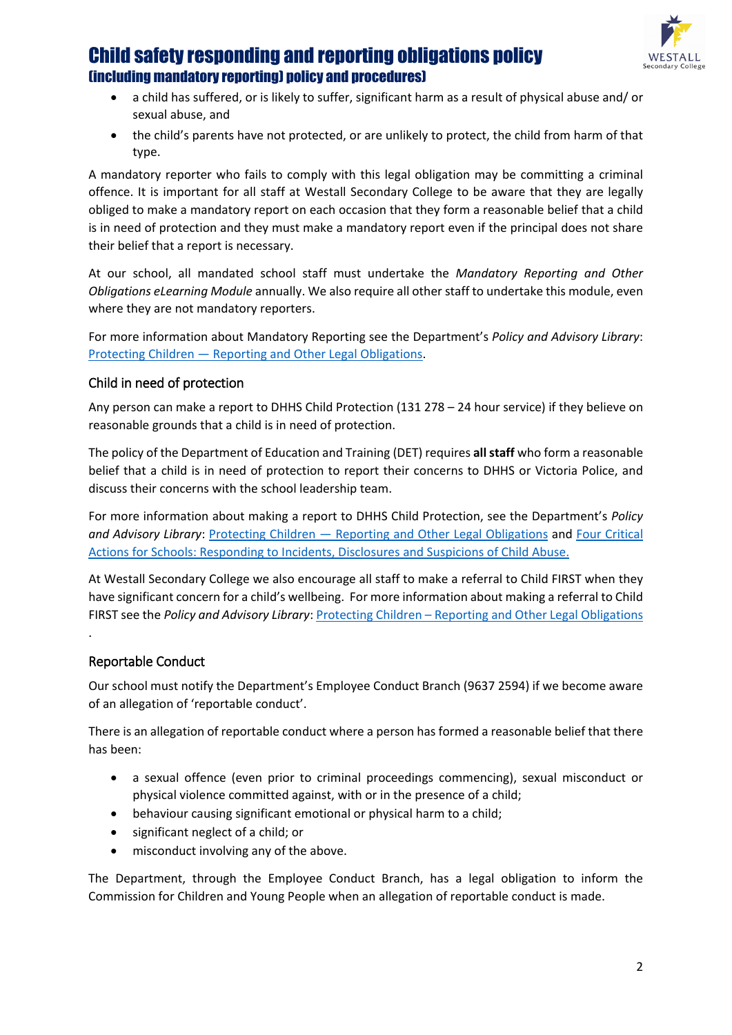- a child has suffered, or is likely to suffer, significant harm as a result of physical abuse and/ or sexual abuse, and
- the child's parents have not protected, or are unlikely to protect, the child from harm of that type.

A mandatory reporter who fails to comply with this legal obligation may be committing a criminal offence. It is important for all staff at Westall Secondary College to be aware that they are legally obliged to make a mandatory report on each occasion that they form a reasonable belief that a child is in need of protection and they must make a mandatory report even if the principal does not share their belief that a report is necessary.

At our school, all mandated school staff must undertake the *Mandatory Reporting and Other Obligations eLearning Module* annually. We also require all other staff to undertake this module, even where they are not mandatory reporters.

For more information about Mandatory Reporting see the Department's *Policy and Advisory Library*: Protecting Children — Reporting and Other Legal Obligations.

### Child in need of protection

Any person can make a report to DHHS Child Protection (131 278 – 24 hour service) if they believe on reasonable grounds that a child is in need of protection.

The policy of the Department of Education and Training (DET) requires **all staff** who form a reasonable belief that a child is in need of protection to report their concerns to DHHS or Victoria Police, and discuss their concerns with the school leadership team.

For more information about making a report to DHHS Child Protection, see the Department's *Policy and Advisory Library*: Protecting Children — Reporting and Other Legal Obligations and Four Critical Actions for Schools: Responding to Incidents, Disclosures and Suspicions of Child Abuse.

At Westall Secondary College we also encourage all staff to make a referral to Child FIRST when they have significant concern for a child's wellbeing. For more information about making a referral to Child FIRST see the *Policy and Advisory Library*: Protecting Children – Reporting and Other Legal Obligations.

### Reportable Conduct

Our school must notify the Department's Employee Conduct Branch (9637 2594) if we become aware of an allegation of 'reportable conduct'.

There is an allegation of reportable conduct where a person has formed a reasonable belief that there has been:

- a sexual offence (even prior to criminal proceedings commencing), sexual misconduct or physical violence committed against, with or in the presence of a child;
- behaviour causing significant emotional or physical harm to a child;
- significant neglect of a child; or
- misconduct involving any of the above.

The Department, through the Employee Conduct Branch, has a legal obligation to inform the Commission for Children and Young People when an allegation of reportable conduct is made.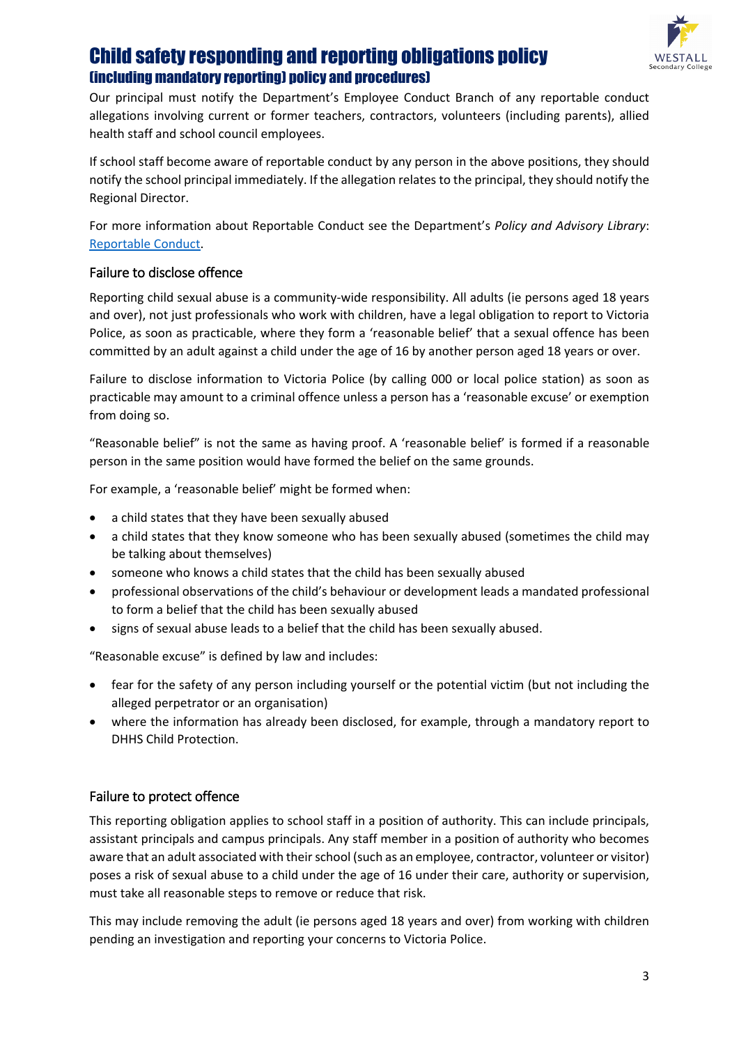Our principal must notify the Department's Employee Conduct Branch of any reportable conduct allegations involving current or former teachers, contractors, volunteers (including parents), allied health staff and school council employees.

If school staff become aware of reportable conduct by any person in the above positions, they should notify the school principal immediately. If the allegation relates to the principal, they should notify the Regional Director.

For more information about Reportable Conduct see the Department's *Policy and Advisory Library*: [Reportable Conduct](Reportable Conduct).

## Failure to disclose offence

Reporting child sexual abuse is a community-wide responsibility. All adults (ie persons aged 18 years and over), not just professionals who work with children, have a legal obligation to report to Victoria Police, as soon as practicable, where they form a 'reasonable belief' that a sexual offence has been committed by an adult against a child under the age of 16 by another person aged 18 years or over.

Failure to disclose information to Victoria Police (by calling 000 or local police station) as soon as practicable may amount to a criminal offence unless a person has a 'reasonable excuse' or exemption from doing so.

"Reasonable belief" is not the same as having proof. A 'reasonable belief' is formed if a reasonable person in the same position would have formed the belief on the same grounds.

For example, a 'reasonable belief' might be formed when:

- a child states that they have been sexually abused
- a child states that they know someone who has been sexually abused (sometimes the child may be talking about themselves)
- someone who knows a child states that the child has been sexually abused
- professional observations of the child's behaviour or development leads a mandated professional to form a belief that the child has been sexually abused
- signs of sexual abuse leads to a belief that the child has been sexually abused.

"Reasonable excuse" is defined by law and includes:

- fear for the safety of any person including yourself or the potential victim (but not including the alleged perpetrator or an organisation)
- where the information has already been disclosed, for example, through a mandatory report to DHHS Child Protection.

## Failure to protect offence

This reporting obligation applies to school staff in a position of authority. This can include principals, assistant principals and campus principals. Any staff member in a position of authority who becomes aware that an adult associated with their school (such as an employee, contractor, volunteer or visitor) poses a risk of sexual abuse to a child under the age of 16 under their care, authority or supervision, must take all reasonable steps to remove or reduce that risk.

This may include removing the adult (ie persons aged 18 years and over) from working with children pending an investigation and reporting your concerns to Victoria Police.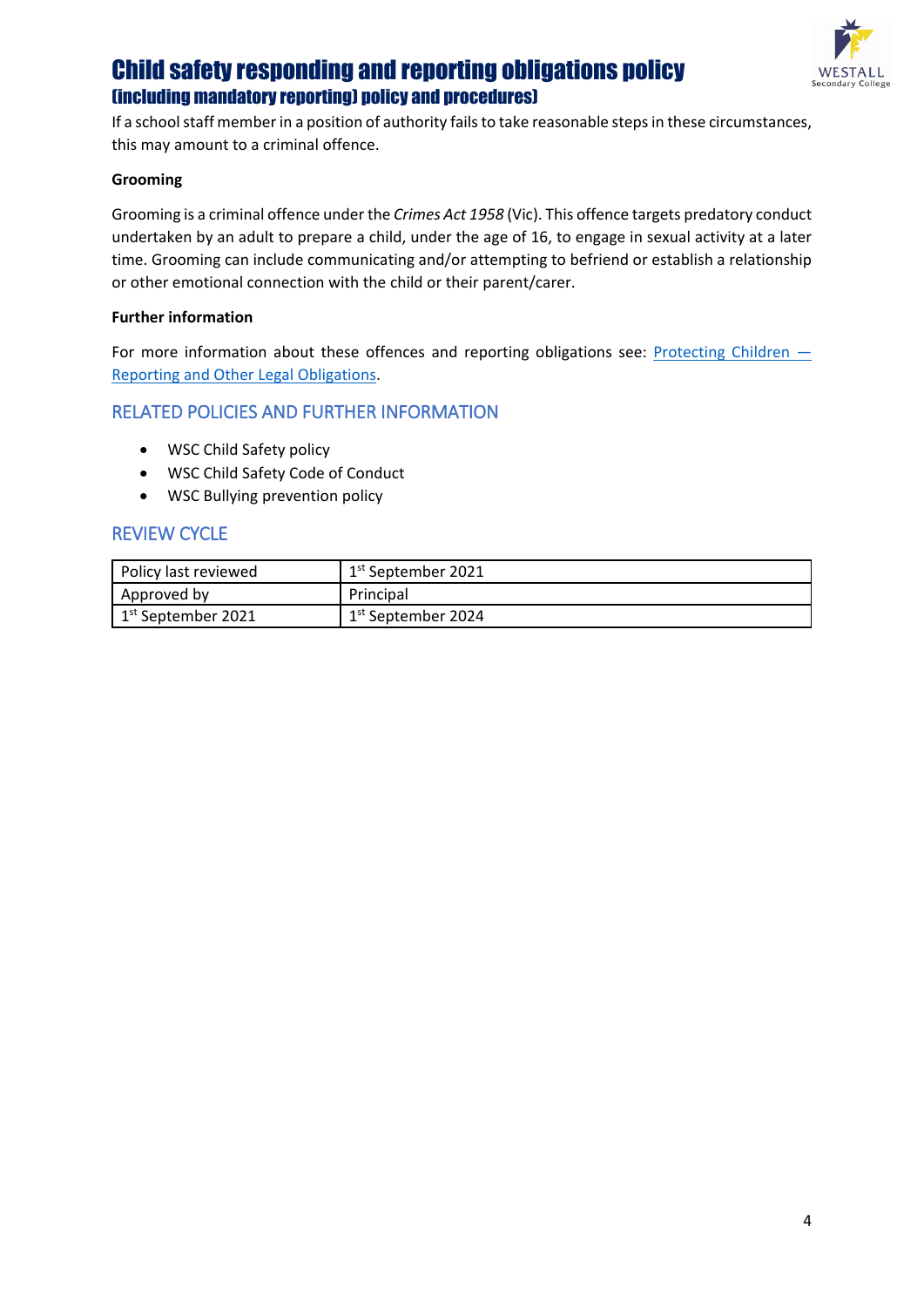If a school staff member in a position of authority fails to take reasonable steps in these circumstances, this may amount to a criminal offence.

**Grooming**

Grooming is a criminal offence under the *Crimes Act 1958* (Vic). This offence targets predatory conduct undertaken by an adult to prepare a child, under the age of 16, to engage in sexual activity at a later time. Grooming can include communicating and/or attempting to befriend or establish a relationship or other emotional connection with the child or their parent/carer.

**Further information**

For more information about these offences and reporting obligations see: Protecting Children — Reporting and Other Legal Obligations.

## RELATED POLICIES AND FURTHER INFORMATION

- WSC Child Safety policy
- WSC Child Safety Code of Conduct
- WSC Bullying prevention policy

## REVIEW CYCLE

| Policy last reviewed | 1st September 2021 |
|---|---|
| Approved by | Principal |
| 1st September 2021 | 1st September 2024 |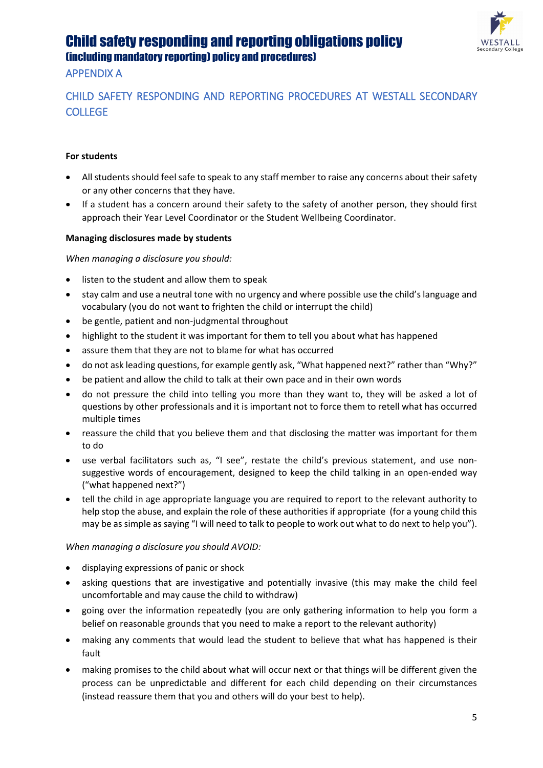# Child safety responding and reporting obligations policy

## (including mandatory reporting) policy and procedures)

APPENDIX A

## CHILD SAFETY RESPONDING AND REPORTING PROCEDURES AT WESTALL SECONDARY COLLEGE

**For students**

- All students should feel safe to speak to any staff member to raise any concerns about their safety or any other concerns that they have.
- If a student has a concern around their safety to the safety of another person, they should first approach their Year Level Coordinator or the Student Wellbeing Coordinator.

**Managing disclosures made by students**

*When managing a disclosure you should:*

- listen to the student and allow them to speak
- stay calm and use a neutral tone with no urgency and where possible use the child's language and vocabulary (you do not want to frighten the child or interrupt the child)
- be gentle, patient and non-judgmental throughout
- highlight to the student it was important for them to tell you about what has happened
- assure them that they are not to blame for what has occurred
- do not ask leading questions, for example gently ask, "What happened next?" rather than "Why?"
- be patient and allow the child to talk at their own pace and in their own words
- do not pressure the child into telling you more than they want to, they will be asked a lot of questions by other professionals and it is important not to force them to retell what has occurred multiple times
- reassure the child that you believe them and that disclosing the matter was important for them to do
- use verbal facilitators such as, "I see", restate the child's previous statement, and use non-suggestive words of encouragement, designed to keep the child talking in an open-ended way ("what happened next?")
- tell the child in age appropriate language you are required to report to the relevant authority to help stop the abuse, and explain the role of these authorities if appropriate (for a young child this may be as simple as saying "I will need to talk to people to work out what to do next to help you").

*When managing a disclosure you should AVOID:*

- displaying expressions of panic or shock
- asking questions that are investigative and potentially invasive (this may make the child feel uncomfortable and may cause the child to withdraw)
- going over the information repeatedly (you are only gathering information to help you form a belief on reasonable grounds that you need to make a report to the relevant authority)
- making any comments that would lead the student to believe that what has happened is their fault
- making promises to the child about what will occur next or that things will be different given the process can be unpredictable and different for each child depending on their circumstances (instead reassure them that you and others will do your best to help).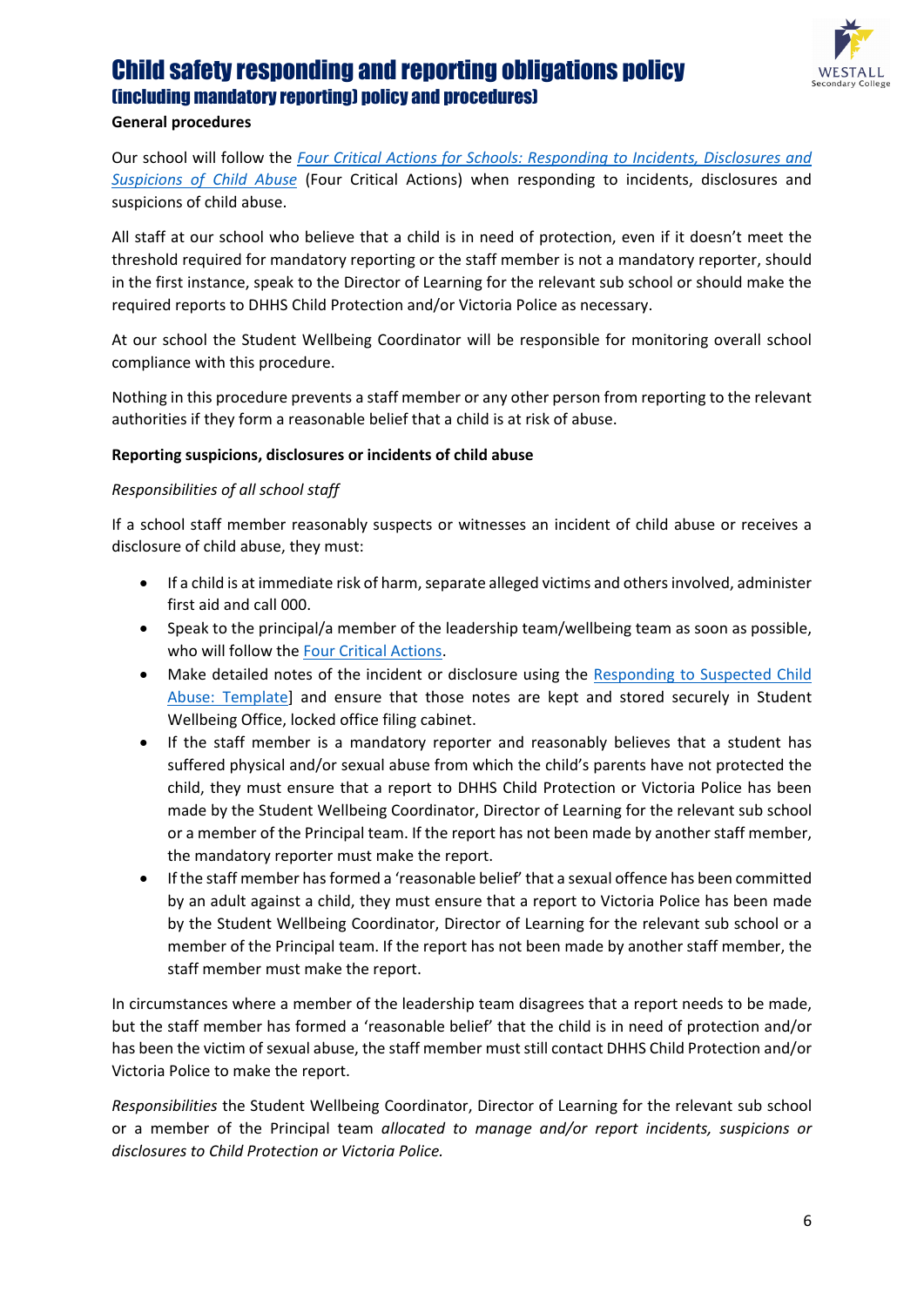# Child safety responding and reporting obligations policy

## (including mandatory reporting) policy and procedures)

**General procedures**

Our school will follow the *Four Critical Actions for Schools: Responding to Incidents, Disclosures and Suspicions of Child Abuse* (Four Critical Actions) when responding to incidents, disclosures and suspicions of child abuse.

All staff at our school who believe that a child is in need of protection, even if it doesn't meet the threshold required for mandatory reporting or the staff member is not a mandatory reporter, should in the first instance, speak to the Director of Learning for the relevant sub school or should make the required reports to DHHS Child Protection and/or Victoria Police as necessary.

At our school the Student Wellbeing Coordinator will be responsible for monitoring overall school compliance with this procedure.

Nothing in this procedure prevents a staff member or any other person from reporting to the relevant authorities if they form a reasonable belief that a child is at risk of abuse.

**Reporting suspicions, disclosures or incidents of child abuse**

*Responsibilities of all school staff*

If a school staff member reasonably suspects or witnesses an incident of child abuse or receives a disclosure of child abuse, they must:

- If a child is at immediate risk of harm, separate alleged victims and others involved, administer first aid and call 000.
- Speak to the principal/a member of the leadership team/wellbeing team as soon as possible, who will follow the Four Critical Actions.
- Make detailed notes of the incident or disclosure using the Responding to Suspected Child Abuse: Template] and ensure that those notes are kept and stored securely in Student Wellbeing Office, locked office filing cabinet.
- If the staff member is a mandatory reporter and reasonably believes that a student has suffered physical and/or sexual abuse from which the child's parents have not protected the child, they must ensure that a report to DHHS Child Protection or Victoria Police has been made by the Student Wellbeing Coordinator, Director of Learning for the relevant sub school or a member of the Principal team. If the report has not been made by another staff member, the mandatory reporter must make the report.
- If the staff member has formed a 'reasonable belief' that a sexual offence has been committed by an adult against a child, they must ensure that a report to Victoria Police has been made by the Student Wellbeing Coordinator, Director of Learning for the relevant sub school or a member of the Principal team. If the report has not been made by another staff member, the staff member must make the report.

In circumstances where a member of the leadership team disagrees that a report needs to be made, but the staff member has formed a 'reasonable belief' that the child is in need of protection and/or has been the victim of sexual abuse, the staff member must still contact DHHS Child Protection and/or Victoria Police to make the report.

*Responsibilities* the Student Wellbeing Coordinator, Director of Learning for the relevant sub school or a member of the Principal team *allocated to manage and/or report incidents, suspicions or disclosures to Child Protection or Victoria Police.*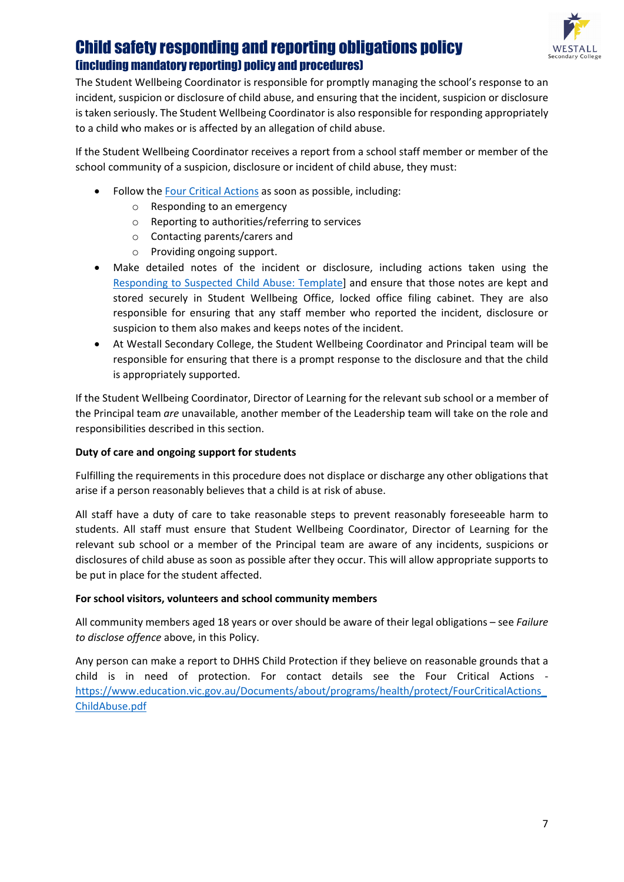# Child safety responding and reporting obligations policy

## (including mandatory reporting) policy and procedures)

The Student Wellbeing Coordinator is responsible for promptly managing the school's response to an incident, suspicion or disclosure of child abuse, and ensuring that the incident, suspicion or disclosure is taken seriously. The Student Wellbeing Coordinator is also responsible for responding appropriately to a child who makes or is affected by an allegation of child abuse.

If the Student Wellbeing Coordinator receives a report from a school staff member or member of the school community of a suspicion, disclosure or incident of child abuse, they must:

- Follow the Four Critical Actions as soon as possible, including:
  - Responding to an emergency
  - Reporting to authorities/referring to services
  - Contacting parents/carers and
  - Providing ongoing support.
- Make detailed notes of the incident or disclosure, including actions taken using the Responding to Suspected Child Abuse: Template] and ensure that those notes are kept and stored securely in Student Wellbeing Office, locked office filing cabinet. They are also responsible for ensuring that any staff member who reported the incident, disclosure or suspicion to them also makes and keeps notes of the incident.
- At Westall Secondary College, the Student Wellbeing Coordinator and Principal team will be responsible for ensuring that there is a prompt response to the disclosure and that the child is appropriately supported.

If the Student Wellbeing Coordinator, Director of Learning for the relevant sub school or a member of the Principal team *are* unavailable, another member of the Leadership team will take on the role and responsibilities described in this section.

**Duty of care and ongoing support for students**

Fulfilling the requirements in this procedure does not displace or discharge any other obligations that arise if a person reasonably believes that a child is at risk of abuse.

All staff have a duty of care to take reasonable steps to prevent reasonably foreseeable harm to students. All staff must ensure that Student Wellbeing Coordinator, Director of Learning for the relevant sub school or a member of the Principal team are aware of any incidents, suspicions or disclosures of child abuse as soon as possible after they occur. This will allow appropriate supports to be put in place for the student affected.

**For school visitors, volunteers and school community members**

All community members aged 18 years or over should be aware of their legal obligations – see *Failure to disclose offence* above, in this Policy.

Any person can make a report to DHHS Child Protection if they believe on reasonable grounds that a child is in need of protection. For contact details see the Four Critical Actions - https://www.education.vic.gov.au/Documents/about/programs/health/protect/FourCriticalActions_ChildAbuse.pdf